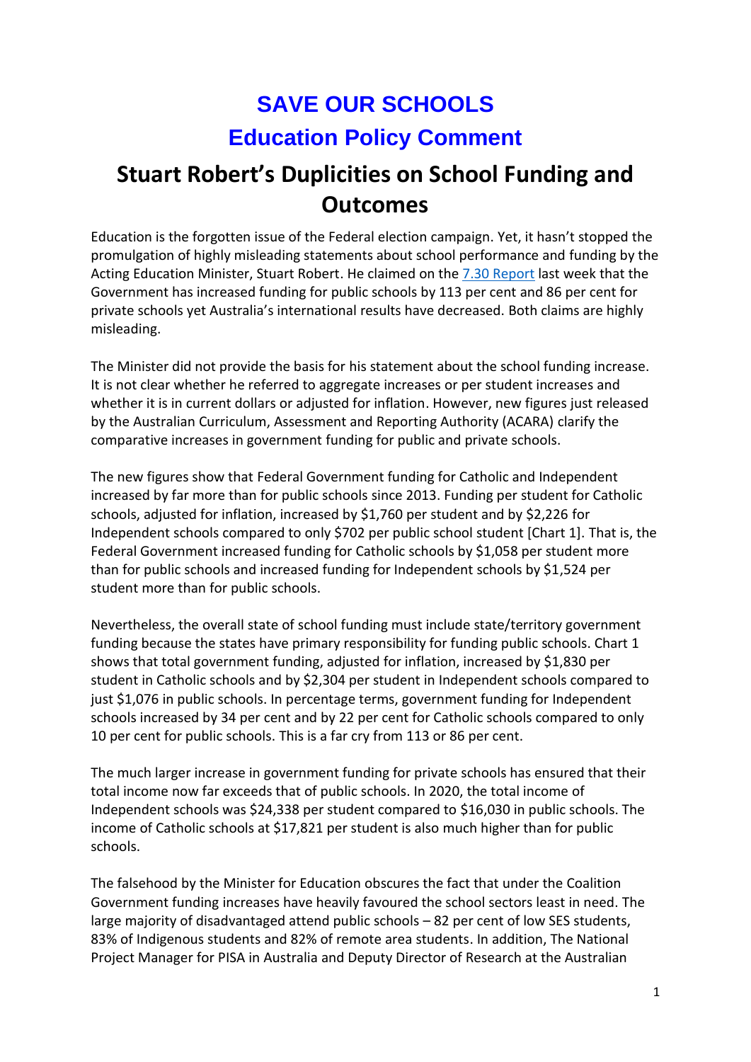# SAVE OUR SCHOOLS

## Education Policy Comment

# Stuart Robert's Duplicities on School Funding and Outcomes

Education is the forgotten issue of the Federal election campaign. Yet, it hasn't stopped the promulgation of highly misleading statements about school performance and funding by the Acting Education Minister, Stuart Robert. He claimed on the [7.30 Report]() last week that the Government has increased funding for public schools by 113 per cent and 86 per cent for private schools yet Australia's international results have decreased. Both claims are highly misleading.

The Minister did not provide the basis for his statement about the school funding increase. It is not clear whether he referred to aggregate increases or per student increases and whether it is in current dollars or adjusted for inflation. However, new figures just released by the Australian Curriculum, Assessment and Reporting Authority (ACARA) clarify the comparative increases in government funding for public and private schools.

The new figures show that Federal Government funding for Catholic and Independent increased by far more than for public schools since 2013. Funding per student for Catholic schools, adjusted for inflation, increased by $1,760 per student and by $2,226 for Independent schools compared to only $702 per public school student [Chart 1]. That is, the Federal Government increased funding for Catholic schools by $1,058 per student more than for public schools and increased funding for Independent schools by $1,524 per student more than for public schools.

Nevertheless, the overall state of school funding must include state/territory government funding because the states have primary responsibility for funding public schools. Chart 1 shows that total government funding, adjusted for inflation, increased by $1,830 per student in Catholic schools and by $2,304 per student in Independent schools compared to just $1,076 in public schools. In percentage terms, government funding for Independent schools increased by 34 per cent and by 22 per cent for Catholic schools compared to only 10 per cent for public schools. This is a far cry from 113 or 86 per cent.

The much larger increase in government funding for private schools has ensured that their total income now far exceeds that of public schools. In 2020, the total income of Independent schools was $24,338 per student compared to $16,030 in public schools. The income of Catholic schools at $17,821 per student is also much higher than for public schools.

The falsehood by the Minister for Education obscures the fact that under the Coalition Government funding increases have heavily favoured the school sectors least in need. The large majority of disadvantaged attend public schools – 82 per cent of low SES students, 83% of Indigenous students and 82% of remote area students. In addition, The National Project Manager for PISA in Australia and Deputy Director of Research at the Australian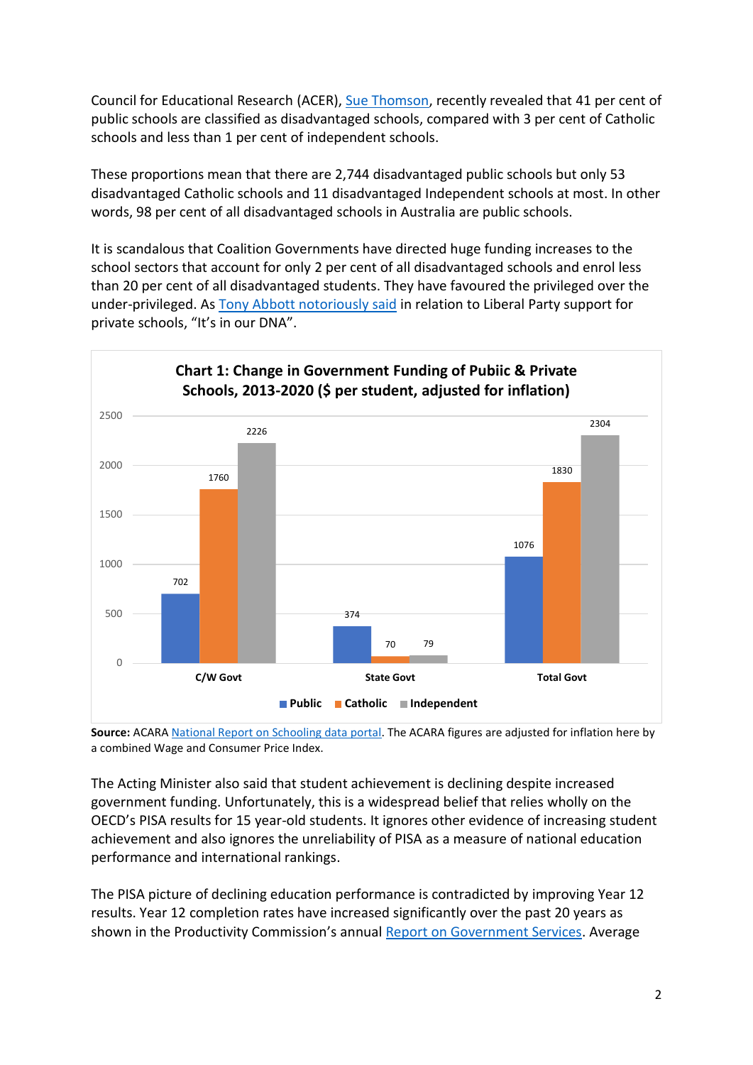Council for Educational Research (ACER), Sue Thomson, recently revealed that 41 per cent of public schools are classified as disadvantaged schools, compared with 3 per cent of Catholic schools and less than 1 per cent of independent schools.

These proportions mean that there are 2,744 disadvantaged public schools but only 53 disadvantaged Catholic schools and 11 disadvantaged Independent schools at most. In other words, 98 per cent of all disadvantaged schools in Australia are public schools.

It is scandalous that Coalition Governments have directed huge funding increases to the school sectors that account for only 2 per cent of all disadvantaged schools and enrol less than 20 per cent of all disadvantaged students. They have favoured the privileged over the under-privileged. As Tony Abbott notoriously said in relation to Liberal Party support for private schools, “It's in our DNA”.

**Chart 1: Change in Government Funding of Pubiic & Private Schools, 2013-2020 ($ per student, adjusted for inflation)**

| | Public | Catholic | Independent |
|---|---|---|---|
| C/W Govt | 702 | 1760 | 2226 |
| State Govt | 374 | 70 | 79 |
| Total Govt | 1076 | 1830 | 2304 |

**Source:** ACARA National Report on Schooling data portal. The ACARA figures are adjusted for inflation here by a combined Wage and Consumer Price Index.

The Acting Minister also said that student achievement is declining despite increased government funding. Unfortunately, this is a widespread belief that relies wholly on the OECD's PISA results for 15 year-old students. It ignores other evidence of increasing student achievement and also ignores the unreliability of PISA as a measure of national education performance and international rankings.

The PISA picture of declining education performance is contradicted by improving Year 12 results. Year 12 completion rates have increased significantly over the past 20 years as shown in the Productivity Commission's annual Report on Government Services. Average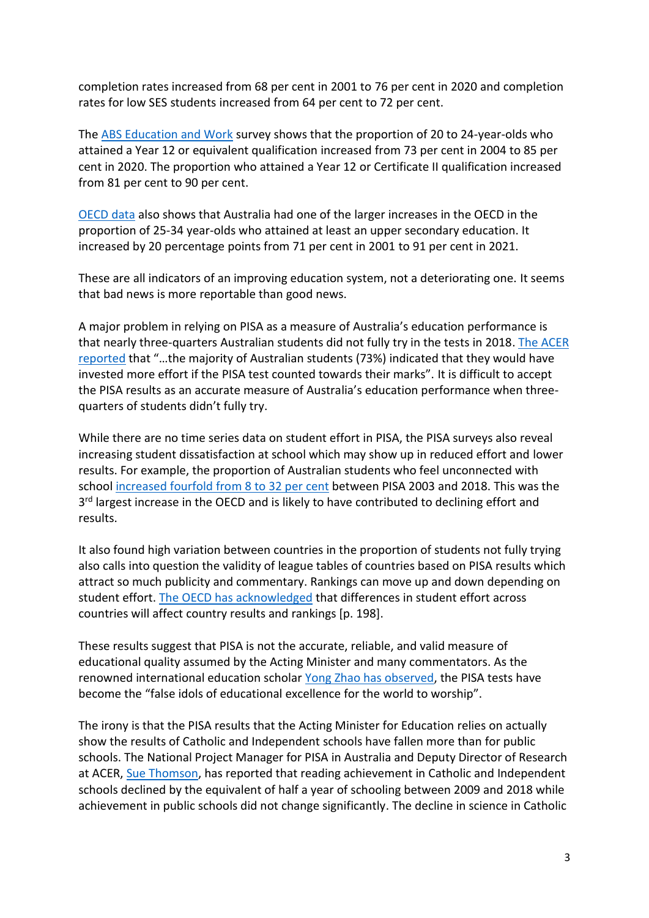completion rates increased from 68 per cent in 2001 to 76 per cent in 2020 and completion rates for low SES students increased from 64 per cent to 72 per cent.

The ABS Education and Work survey shows that the proportion of 20 to 24-year-olds who attained a Year 12 or equivalent qualification increased from 73 per cent in 2004 to 85 per cent in 2020. The proportion who attained a Year 12 or Certificate II qualification increased from 81 per cent to 90 per cent.

OECD data also shows that Australia had one of the larger increases in the OECD in the proportion of 25-34 year-olds who attained at least an upper secondary education. It increased by 20 percentage points from 71 per cent in 2001 to 91 per cent in 2021.

These are all indicators of an improving education system, not a deteriorating one. It seems that bad news is more reportable than good news.

A major problem in relying on PISA as a measure of Australia's education performance is that nearly three-quarters Australian students did not fully try in the tests in 2018. The ACER reported that "…the majority of Australian students (73%) indicated that they would have invested more effort if the PISA test counted towards their marks". It is difficult to accept the PISA results as an accurate measure of Australia's education performance when three-quarters of students didn't fully try.

While there are no time series data on student effort in PISA, the PISA surveys also reveal increasing student dissatisfaction at school which may show up in reduced effort and lower results. For example, the proportion of Australian students who feel unconnected with school increased fourfold from 8 to 32 per cent between PISA 2003 and 2018. This was the 3rd largest increase in the OECD and is likely to have contributed to declining effort and results.

It also found high variation between countries in the proportion of students not fully trying also calls into question the validity of league tables of countries based on PISA results which attract so much publicity and commentary. Rankings can move up and down depending on student effort. The OECD has acknowledged that differences in student effort across countries will affect country results and rankings [p. 198].

These results suggest that PISA is not the accurate, reliable, and valid measure of educational quality assumed by the Acting Minister and many commentators. As the renowned international education scholar Yong Zhao has observed, the PISA tests have become the "false idols of educational excellence for the world to worship".

The irony is that the PISA results that the Acting Minister for Education relies on actually show the results of Catholic and Independent schools have fallen more than for public schools. The National Project Manager for PISA in Australia and Deputy Director of Research at ACER, Sue Thomson, has reported that reading achievement in Catholic and Independent schools declined by the equivalent of half a year of schooling between 2009 and 2018 while achievement in public schools did not change significantly. The decline in science in Catholic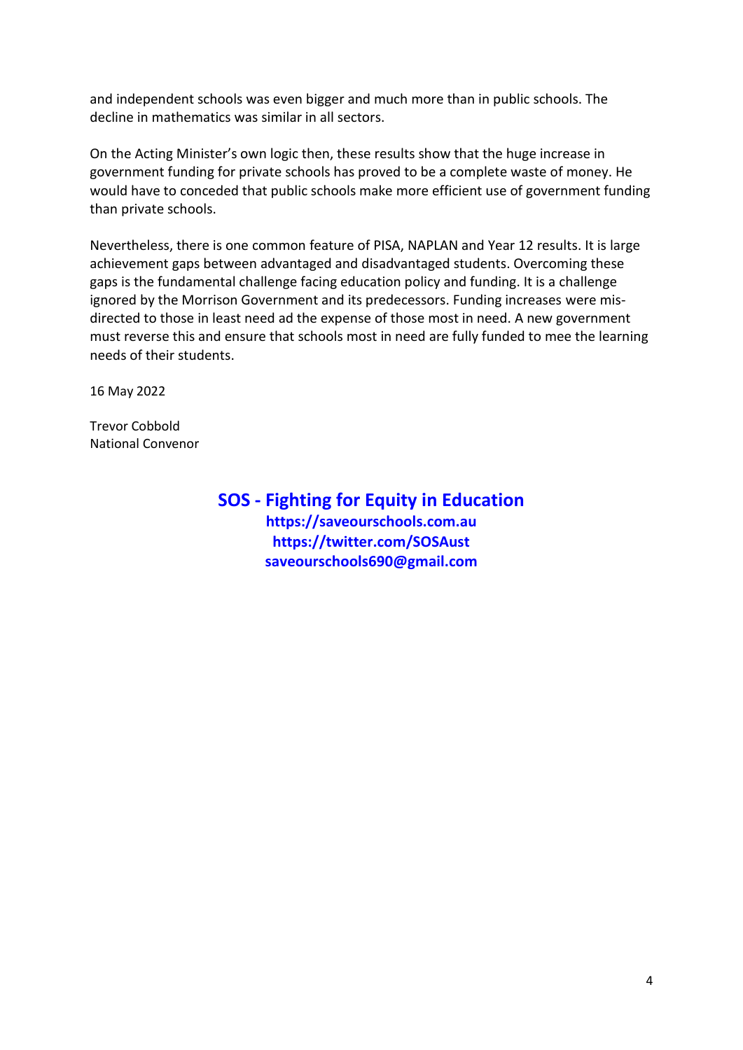and independent schools was even bigger and much more than in public schools. The decline in mathematics was similar in all sectors.

On the Acting Minister's own logic then, these results show that the huge increase in government funding for private schools has proved to be a complete waste of money. He would have to conceded that public schools make more efficient use of government funding than private schools.

Nevertheless, there is one common feature of PISA, NAPLAN and Year 12 results. It is large achievement gaps between advantaged and disadvantaged students. Overcoming these gaps is the fundamental challenge facing education policy and funding. It is a challenge ignored by the Morrison Government and its predecessors. Funding increases were mis-directed to those in least need ad the expense of those most in need. A new government must reverse this and ensure that schools most in need are fully funded to mee the learning needs of their students.

16 May 2022

Trevor Cobbold
National Convenor

**SOS - Fighting for Equity in Education**
**https://saveourschools.com.au**
**https://twitter.com/SOSAust**
**saveourschools690@gmail.com**